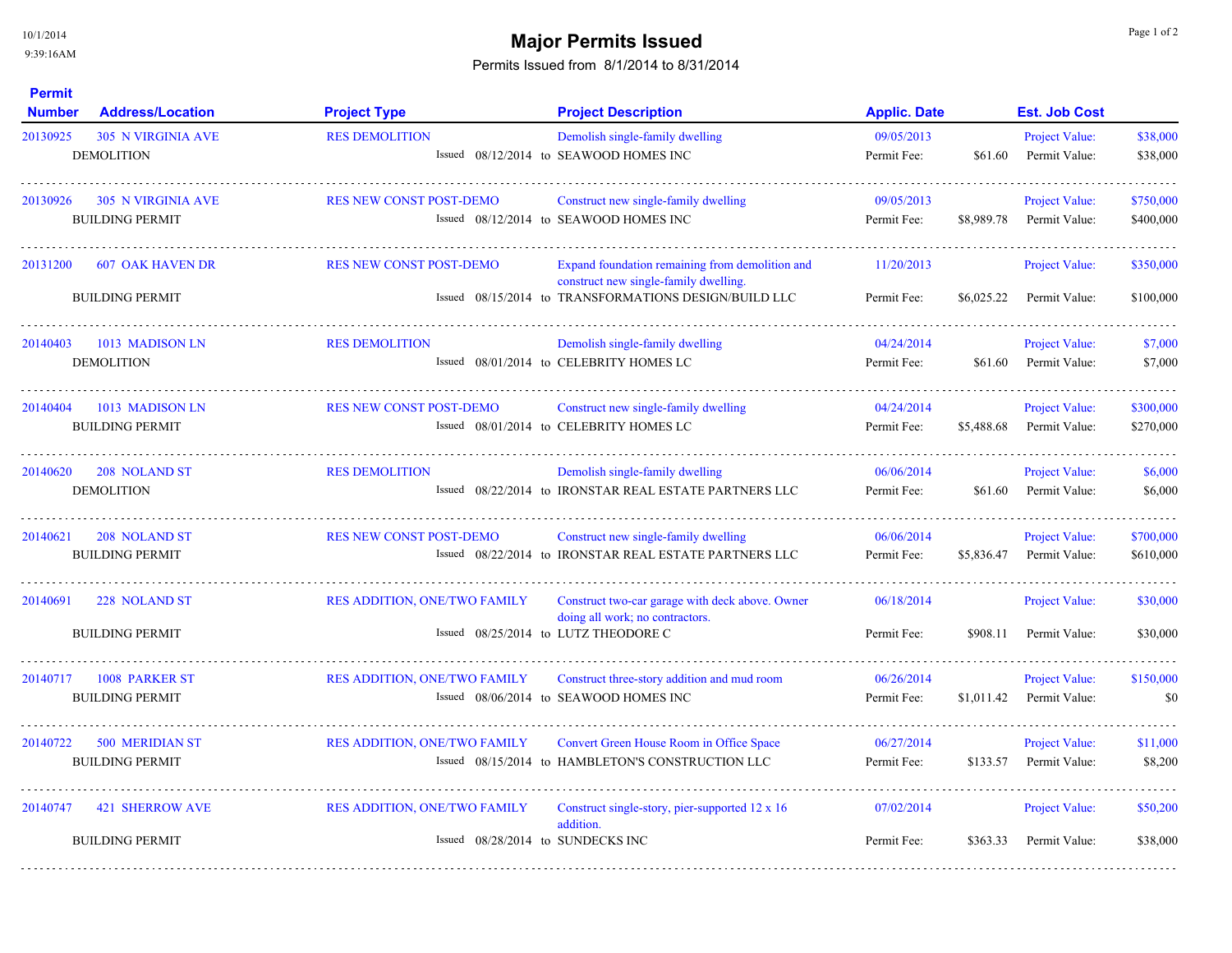10/1/2014
9:39:16AM

# Major Permits Issued

Permits Issued from 8/1/2014 to 8/31/2014

| Permit Number | Address/Location | Project Type | Project Description | Applic. Date | | Est. Job Cost | |
|---|---|---|---|---|---|---|---|
| 20130925 | 305 N VIRGINIA AVE | RES DEMOLITION | Demolish single-family dwelling | 09/05/2013 | | Project Value: | $38,000 |
| | DEMOLITION | Issued 08/12/2014 to | SEAWOOD HOMES INC | Permit Fee: | $61.60 | Permit Value: | $38,000 |
| 20130926 | 305 N VIRGINIA AVE | RES NEW CONST POST-DEMO | Construct new single-family dwelling | 09/05/2013 | | Project Value: | $750,000 |
| | BUILDING PERMIT | Issued 08/12/2014 to | SEAWOOD HOMES INC | Permit Fee: | $8,989.78 | Permit Value: | $400,000 |
| 20131200 | 607 OAK HAVEN DR | RES NEW CONST POST-DEMO | Expand foundation remaining from demolition and construct new single-family dwelling. | 11/20/2013 | | Project Value: | $350,000 |
| | BUILDING PERMIT | Issued 08/15/2014 to | TRANSFORMATIONS DESIGN/BUILD LLC | Permit Fee: | $6,025.22 | Permit Value: | $100,000 |
| 20140403 | 1013 MADISON LN | RES DEMOLITION | Demolish single-family dwelling | 04/24/2014 | | Project Value: | $7,000 |
| | DEMOLITION | Issued 08/01/2014 to | CELEBRITY HOMES LC | Permit Fee: | $61.60 | Permit Value: | $7,000 |
| 20140404 | 1013 MADISON LN | RES NEW CONST POST-DEMO | Construct new single-family dwelling | 04/24/2014 | | Project Value: | $300,000 |
| | BUILDING PERMIT | Issued 08/01/2014 to | CELEBRITY HOMES LC | Permit Fee: | $5,488.68 | Permit Value: | $270,000 |
| 20140620 | 208 NOLAND ST | RES DEMOLITION | Demolish single-family dwelling | 06/06/2014 | | Project Value: | $6,000 |
| | DEMOLITION | Issued 08/22/2014 to | IRONSTAR REAL ESTATE PARTNERS LLC | Permit Fee: | $61.60 | Permit Value: | $6,000 |
| 20140621 | 208 NOLAND ST | RES NEW CONST POST-DEMO | Construct new single-family dwelling | 06/06/2014 | | Project Value: | $700,000 |
| | BUILDING PERMIT | Issued 08/22/2014 to | IRONSTAR REAL ESTATE PARTNERS LLC | Permit Fee: | $5,836.47 | Permit Value: | $610,000 |
| 20140691 | 228 NOLAND ST | RES ADDITION, ONE/TWO FAMILY | Construct two-car garage with deck above. Owner doing all work; no contractors. | 06/18/2014 | | Project Value: | $30,000 |
| | BUILDING PERMIT | Issued 08/25/2014 to | LUTZ THEODORE C | Permit Fee: | $908.11 | Permit Value: | $30,000 |
| 20140717 | 1008 PARKER ST | RES ADDITION, ONE/TWO FAMILY | Construct three-story addition and mud room | 06/26/2014 | | Project Value: | $150,000 |
| | BUILDING PERMIT | Issued 08/06/2014 to | SEAWOOD HOMES INC | Permit Fee: | $1,011.42 | Permit Value: | $0 |
| 20140722 | 500 MERIDIAN ST | RES ADDITION, ONE/TWO FAMILY | Convert Green House Room in Office Space | 06/27/2014 | | Project Value: | $11,000 |
| | BUILDING PERMIT | Issued 08/15/2014 to | HAMBLETON'S CONSTRUCTION LLC | Permit Fee: | $133.57 | Permit Value: | $8,200 |
| 20140747 | 421 SHERROW AVE | RES ADDITION, ONE/TWO FAMILY | Construct single-story, pier-supported 12 x 16 addition. | 07/02/2014 | | Project Value: | $50,200 |
| | BUILDING PERMIT | Issued 08/28/2014 to | SUNDECKS INC | Permit Fee: | $363.33 | Permit Value: | $38,000 |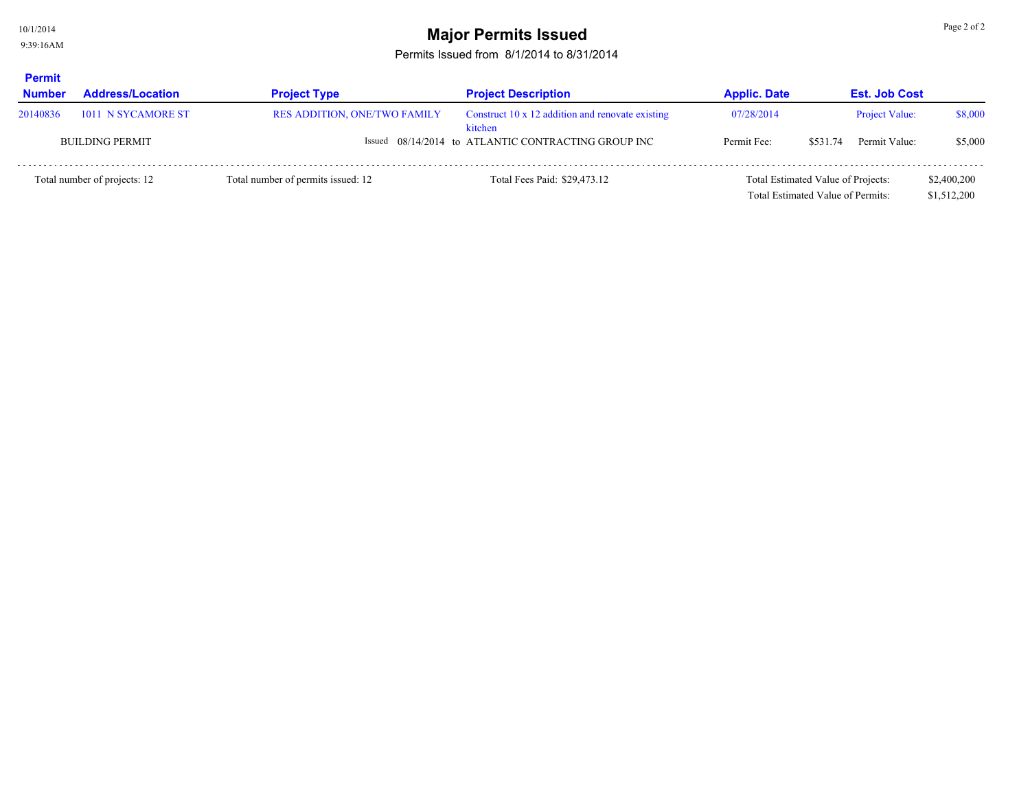# Major Permits Issued

Permits Issued from 8/1/2014 to 8/31/2014

| Permit Number | Address/Location | Project Type | Project Description | Applic. Date | | Est. Job Cost | |
|---|---|---|---|---|---|---|---|
| 20140836 | 1011 N SYCAMORE ST | RES ADDITION, ONE/TWO FAMILY | Construct 10 x 12 addition and renovate existing kitchen | 07/28/2014 | | Project Value: | $8,000 |
| | BUILDING PERMIT | Issued 08/14/2014 to | ATLANTIC CONTRACTING GROUP INC | Permit Fee: | $531.74 | Permit Value: | $5,000 |

Total number of projects: 12

Total number of permits issued: 12

Total Fees Paid: $29,473.12

Total Estimated Value of Projects: $2,400,200

Total Estimated Value of Permits: $1,512,200